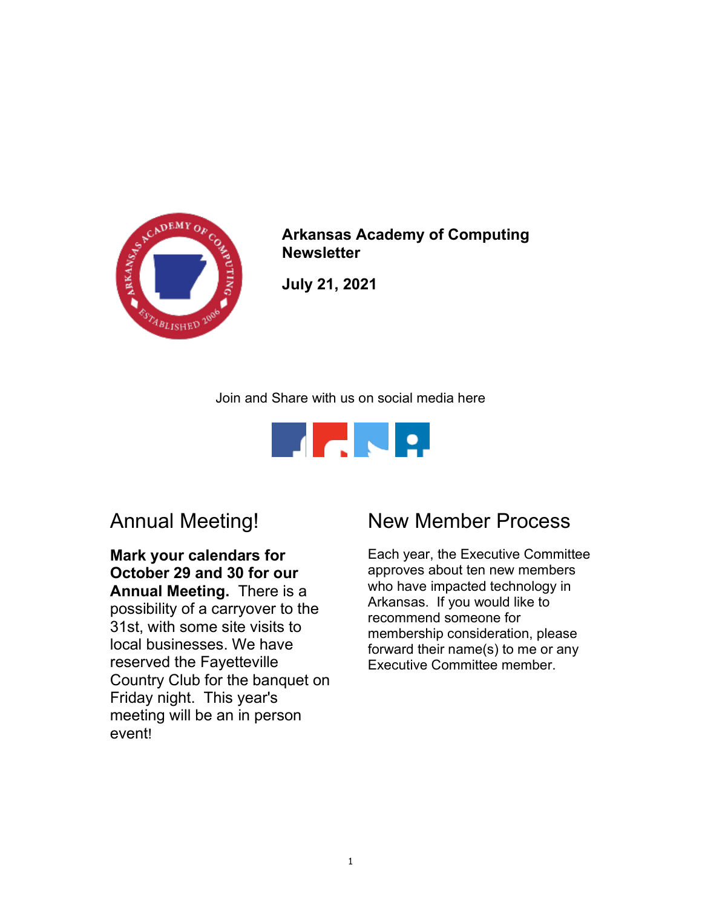**Arkansas Academy of Computing Newsletter**

**July 21, 2021**

Join and Share with us on social media here

## Annual Meeting!

**Mark your calendars for October 29 and 30 for our Annual Meeting.** There is a possibility of a carryover to the 31st, with some site visits to local businesses. We have reserved the Fayetteville Country Club for the banquet on Friday night. This year's meeting will be an in person event!

## New Member Process

Each year, the Executive Committee approves about ten new members who have impacted technology in Arkansas. If you would like to recommend someone for membership consideration, please forward their name(s) to me or any Executive Committee member.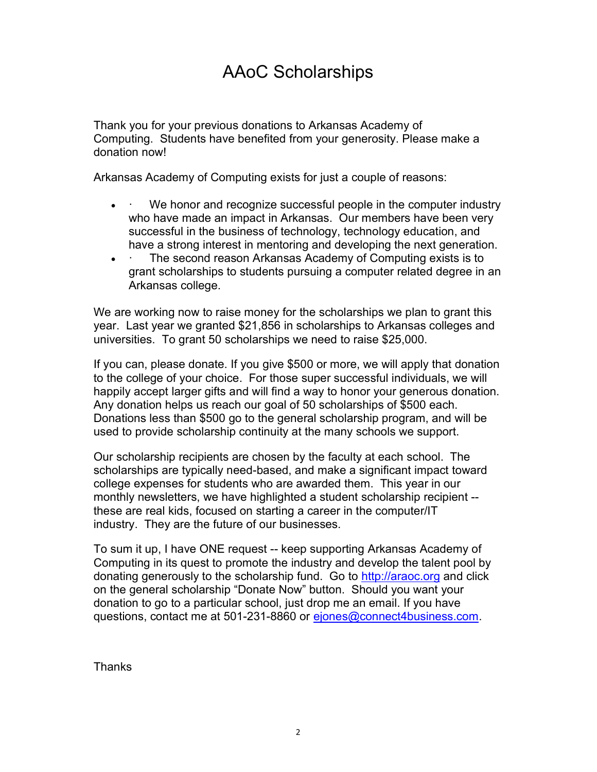# AAoC Scholarships

Thank you for your previous donations to Arkansas Academy of Computing. Students have benefited from your generosity. Please make a donation now!

Arkansas Academy of Computing exists for just a couple of reasons:

- · We honor and recognize successful people in the computer industry who have made an impact in Arkansas. Our members have been very successful in the business of technology, technology education, and have a strong interest in mentoring and developing the next generation.
- · The second reason Arkansas Academy of Computing exists is to grant scholarships to students pursuing a computer related degree in an Arkansas college.

We are working now to raise money for the scholarships we plan to grant this year. Last year we granted $21,856 in scholarships to Arkansas colleges and universities. To grant 50 scholarships we need to raise $25,000.

If you can, please donate. If you give $500 or more, we will apply that donation to the college of your choice. For those super successful individuals, we will happily accept larger gifts and will find a way to honor your generous donation. Any donation helps us reach our goal of 50 scholarships of $500 each. Donations less than $500 go to the general scholarship program, and will be used to provide scholarship continuity at the many schools we support.

Our scholarship recipients are chosen by the faculty at each school. The scholarships are typically need-based, and make a significant impact toward college expenses for students who are awarded them. This year in our monthly newsletters, we have highlighted a student scholarship recipient -- these are real kids, focused on starting a career in the computer/IT industry. They are the future of our businesses.

To sum it up, I have ONE request -- keep supporting Arkansas Academy of Computing in its quest to promote the industry and develop the talent pool by donating generously to the scholarship fund. Go to [http://araoc.org](http://araoc.org) and click on the general scholarship "Donate Now" button. Should you want your donation to go to a particular school, just drop me an email. If you have questions, contact me at 501-231-8860 or [ejones@connect4business.com](mailto:ejones@connect4business.com).

Thanks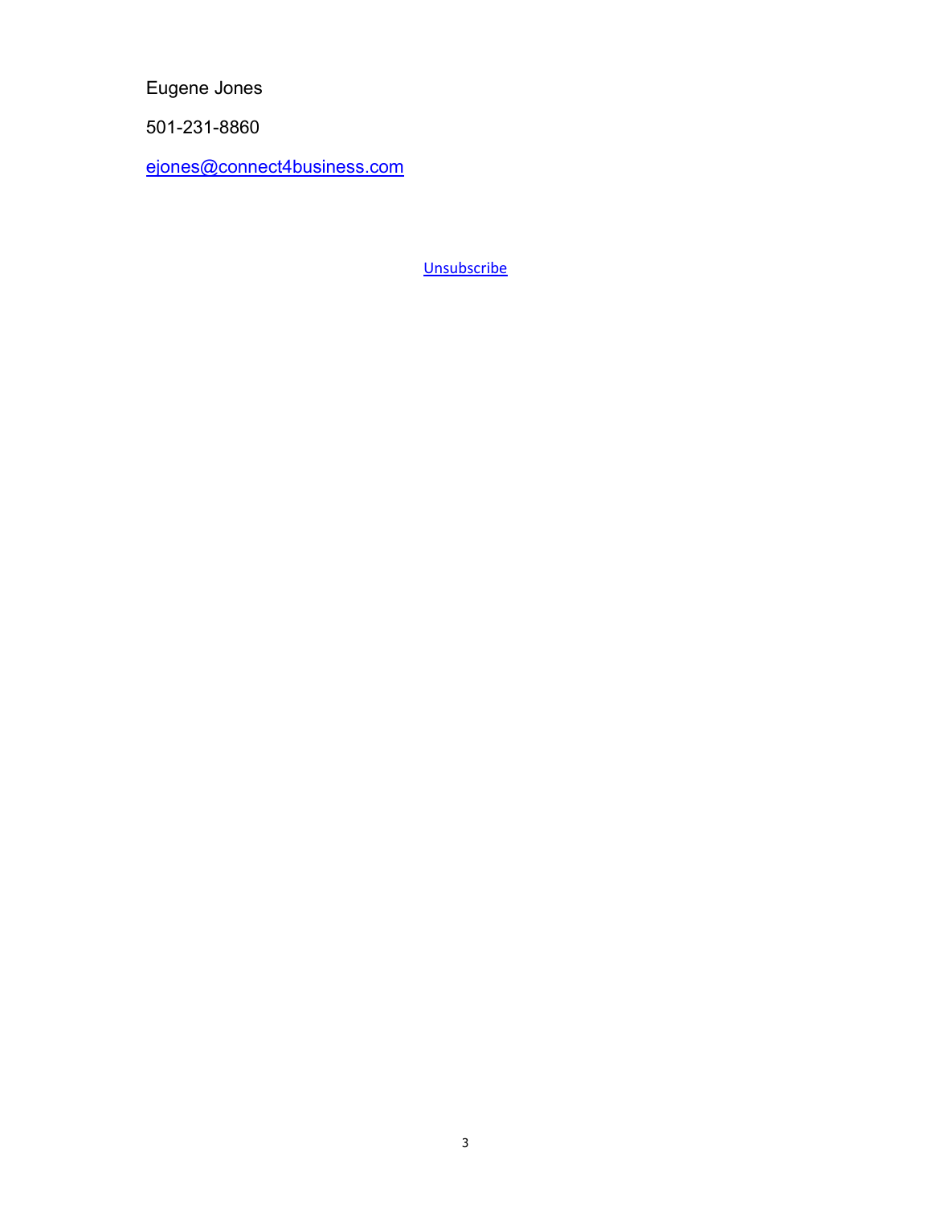Eugene Jones

501-231-8860

[ejones@connect4business.com](mailto:ejones@connect4business.com)

Unsubscribe